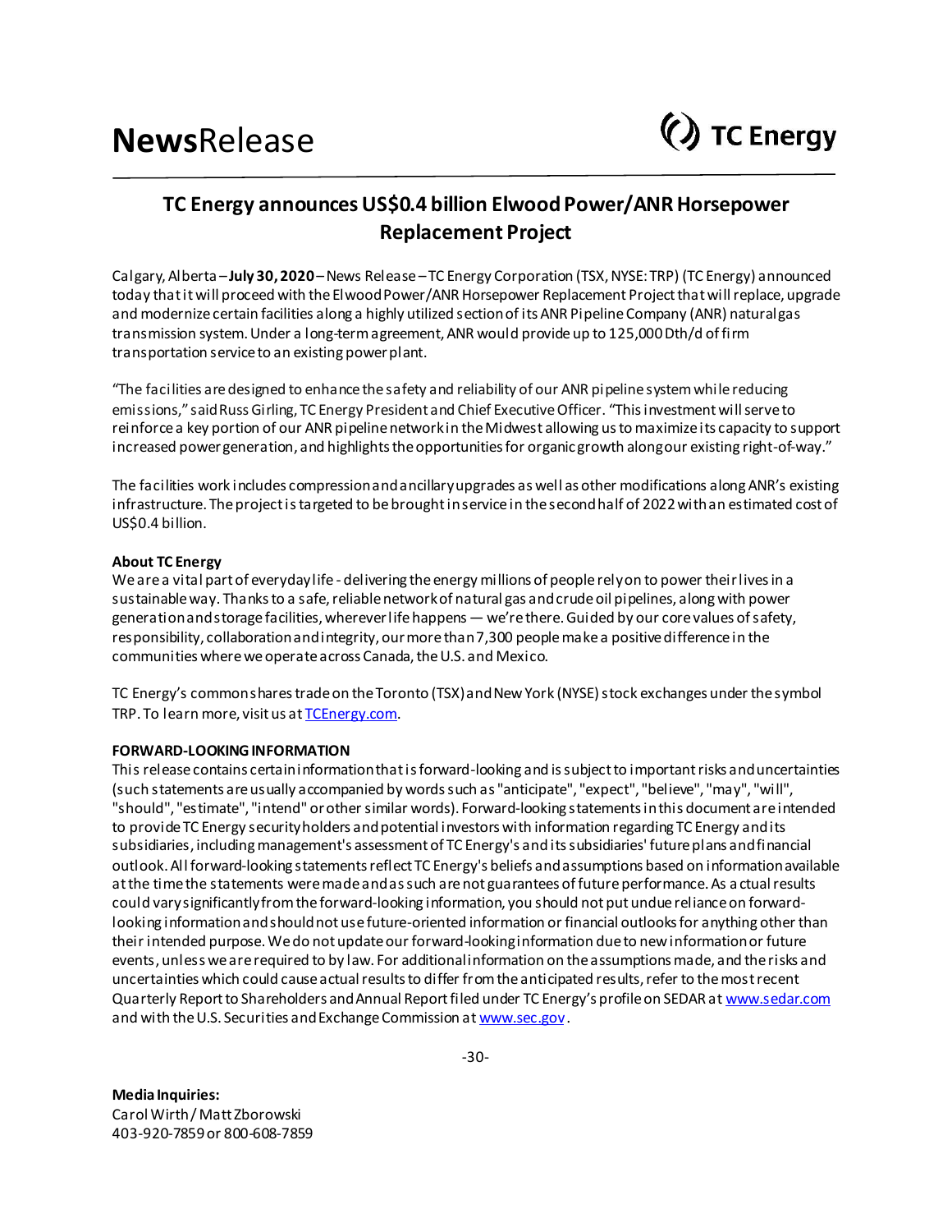# NewsRelease

TC Energy

## TC Energy announces US$0.4 billion Elwood Power/ANR Horsepower Replacement Project

Calgary, Alberta – **July 30, 2020** – News Release – TC Energy Corporation (TSX, NYSE: TRP) (TC Energy) announced today that it will proceed with the Elwood Power/ANR Horsepower Replacement Project that will replace, upgrade and modernize certain facilities along a highly utilized section of its ANR Pipeline Company (ANR) natural gas transmission system. Under a long-term agreement, ANR would provide up to 125,000 Dth/d of firm transportation service to an existing power plant.

"The facilities are designed to enhance the safety and reliability of our ANR pipeline system while reducing emissions," said Russ Girling, TC Energy President and Chief Executive Officer. "This investment will serve to reinforce a key portion of our ANR pipeline network in the Midwest allowing us to maximize its capacity to support increased power generation, and highlights the opportunities for organic growth along our existing right-of-way."

The facilities work includes compression and ancillary upgrades as well as other modifications along ANR's existing infrastructure. The project is targeted to be brought in service in the second half of 2022 with an estimated cost of US$0.4 billion.

**About TC Energy**

We are a vital part of everyday life - delivering the energy millions of people rely on to power their lives in a sustainable way. Thanks to a safe, reliable network of natural gas and crude oil pipelines, along with power generation and storage facilities, wherever life happens — we're there. Guided by our core values of safety, responsibility, collaboration and integrity, our more than 7,300 people make a positive difference in the communities where we operate across Canada, the U.S. and Mexico.

TC Energy's common shares trade on the Toronto (TSX) and New York (NYSE) stock exchanges under the symbol TRP. To learn more, visit us at TCEnergy.com.

**FORWARD-LOOKING INFORMATION**

This release contains certain information that is forward-looking and is subject to important risks and uncertainties (such statements are usually accompanied by words such as "anticipate", "expect", "believe", "may", "will", "should", "estimate", "intend" or other similar words). Forward-looking statements in this document are intended to provide TC Energy security holders and potential investors with information regarding TC Energy and its subsidiaries, including management's assessment of TC Energy's and its subsidiaries' future plans and financial outlook. All forward-looking statements reflect TC Energy's beliefs and assumptions based on information available at the time the statements were made and as such are not guarantees of future performance. As actual results could vary significantly from the forward-looking information, you should not put undue reliance on forward-looking information and should not use future-oriented information or financial outlooks for anything other than their intended purpose. We do not update our forward-looking information due to new information or future events, unless we are required to by law. For additional information on the assumptions made, and the risks and uncertainties which could cause actual results to differ from the anticipated results, refer to the most recent Quarterly Report to Shareholders and Annual Report filed under TC Energy's profile on SEDAR at www.sedar.com and with the U.S. Securities and Exchange Commission at www.sec.gov.

-30-

**Media Inquiries:**
Carol Wirth / Matt Zborowski
403-920-7859 or 800-608-7859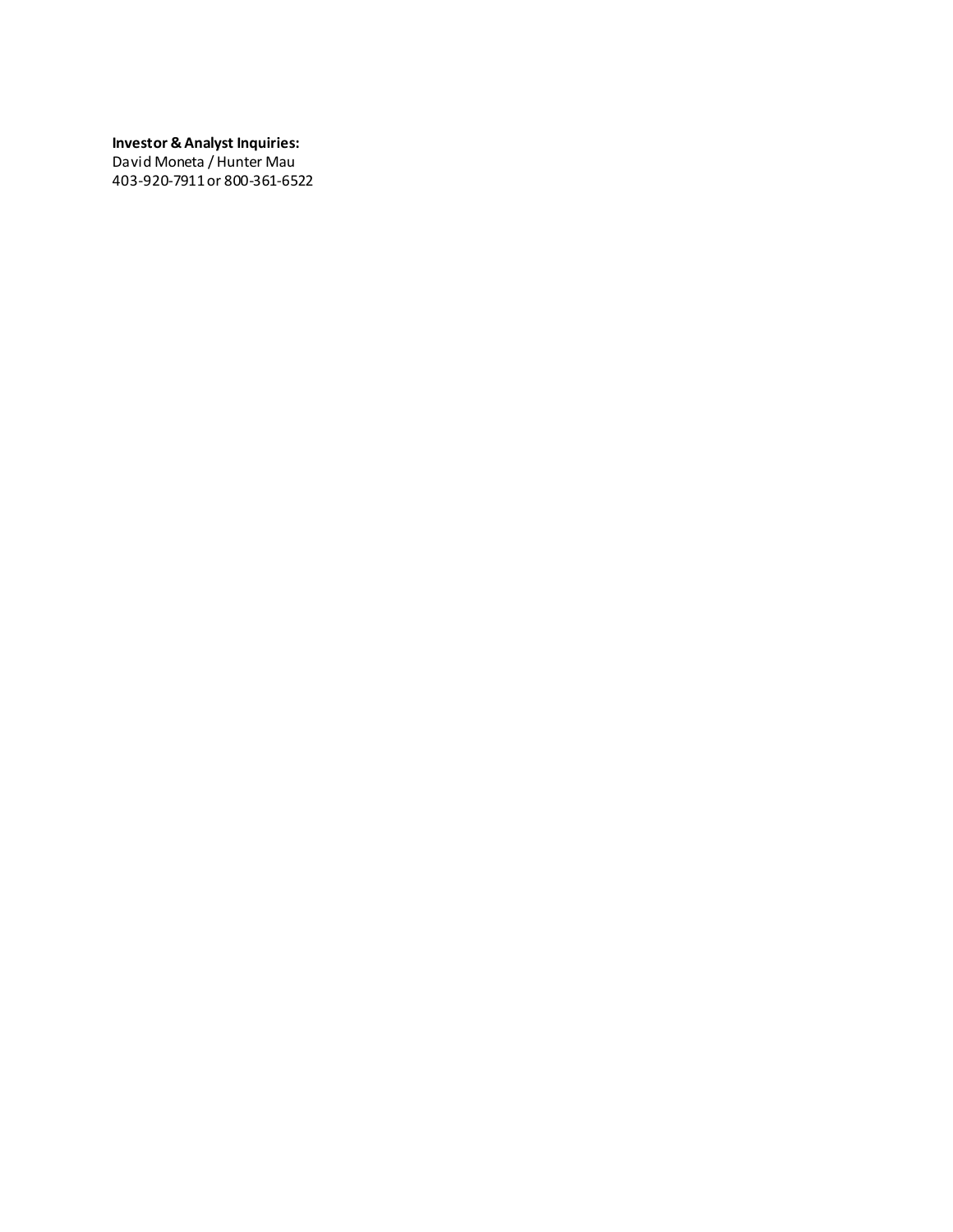**Investor & Analyst Inquiries:**
David Moneta / Hunter Mau
403-920-7911 or 800-361-6522